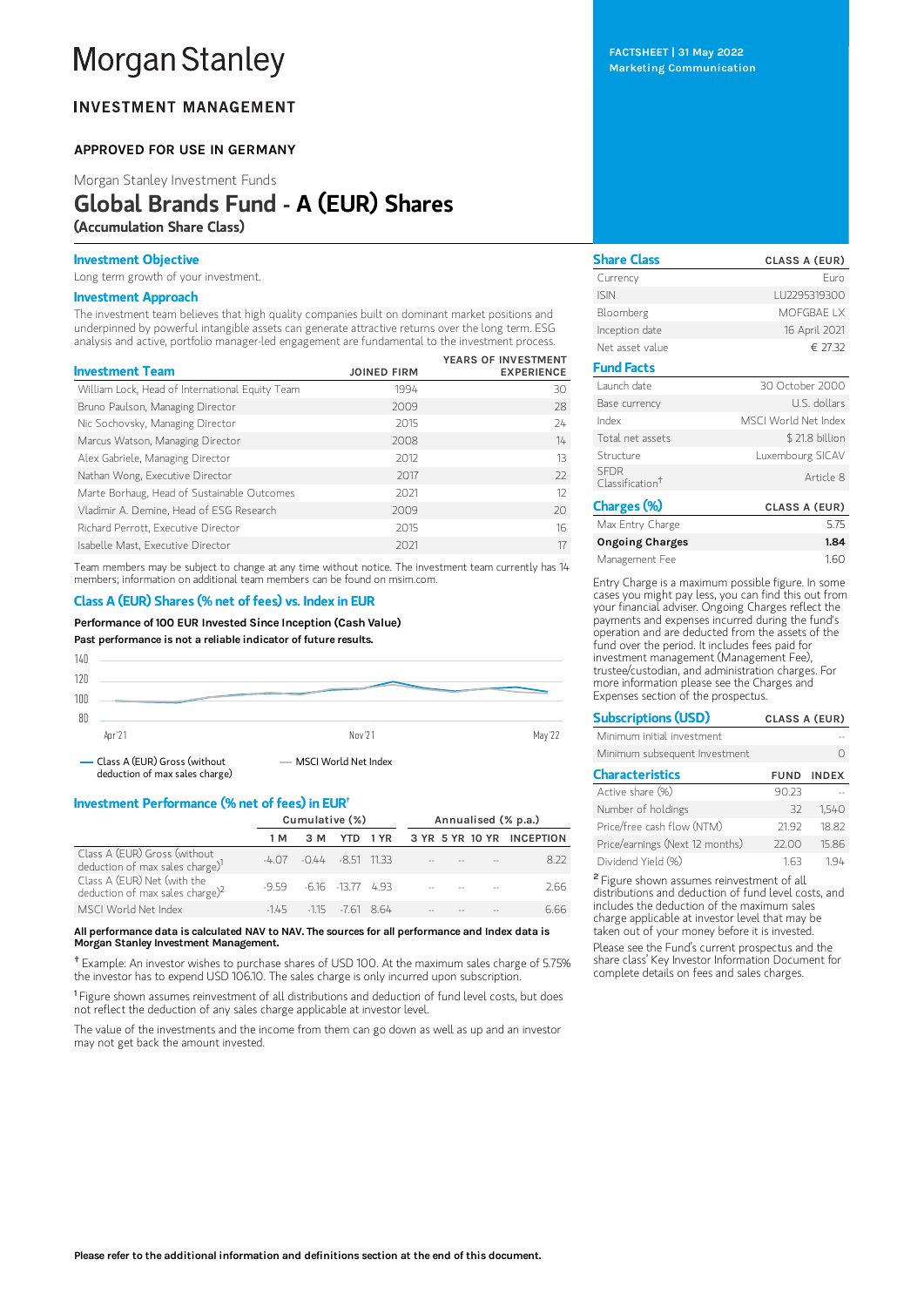# Morgan Stanley

**INVESTMENT MANAGEMENT**

**APPROVED FOR USE IN GERMANY**

FACTSHEET | 31 May 2022
Marketing Communication

Morgan Stanley Investment Funds

# Global Brands Fund - A (EUR) Shares

**(Accumulation Share Class)**

## Investment Objective

Long term growth of your investment.

## Investment Approach

The investment team believes that high quality companies built on dominant market positions and underpinned by powerful intangible assets can generate attractive returns over the long term. ESG analysis and active, portfolio manager-led engagement are fundamental to the investment process.

| Investment Team | JOINED FIRM | YEARS OF INVESTMENT EXPERIENCE |
|---|---|---|
| William Lock, Head of International Equity Team | 1994 | 30 |
| Bruno Paulson, Managing Director | 2009 | 28 |
| Nic Sochovsky, Managing Director | 2015 | 24 |
| Marcus Watson, Managing Director | 2008 | 14 |
| Alex Gabriele, Managing Director | 2012 | 13 |
| Nathan Wong, Executive Director | 2017 | 22 |
| Marte Borhaug, Head of Sustainable Outcomes | 2021 | 12 |
| Vladimir A. Demine, Head of ESG Research | 2009 | 20 |
| Richard Perrott, Executive Director | 2015 | 16 |
| Isabelle Mast, Executive Director | 2021 | 17 |

Team members may be subject to change at any time without notice. The investment team currently has 14 members; information on additional team members can be found on msim.com.

## Class A (EUR) Shares (% net of fees) vs. Index in EUR

**Performance of 100 EUR Invested Since Inception (Cash Value)**

**Past performance is not a reliable indicator of future results.**

140
120
100
80
Apr'21
Nov'21
May'22

Class A (EUR) Gross (without deduction of max sales charge)
MSCI World Net Index

## Investment Performance (% net of fees) in EUR†

| | Cumulative (%) | | | | Annualised (% p.a.) | | | |
|---|---|---|---|---|---|---|---|---|
| | 1 M | 3 M | YTD | 1 YR | 3 YR | 5 YR | 10 YR | INCEPTION |
| Class A (EUR) Gross (without deduction of max sales charge)[1] | -4.07 | -0.44 | -8.51 | 11.33 | -- | -- | -- | 8.22 |
| Class A (EUR) Net (with the deduction of max sales charge)[2] | -9.59 | -6.16 | -13.77 | 4.93 | -- | -- | -- | 2.66 |
| MSCI World Net Index | -1.45 | -1.15 | -7.61 | 8.64 | -- | -- | -- | 6.66 |

**All performance data is calculated NAV to NAV. The sources for all performance and Index data is Morgan Stanley Investment Management.**

† Example: An investor wishes to purchase shares of USD 100. At the maximum sales charge of 5.75% the investor has to expend USD 106.10. The sales charge is only incurred upon subscription.

[1] Figure shown assumes reinvestment of all distributions and deduction of fund level costs, but does not reflect the deduction of any sales charge applicable at investor level.

The value of the investments and the income from them can go down as well as up and an investor may not get back the amount invested.

| Share Class | CLASS A (EUR) |
|---|---|
| Currency | Euro |
| ISIN | LU2295319300 |
| Bloomberg | MOFGBAE LX |
| Inception date | 16 April 2021 |
| Net asset value | € 27.32 |

| Fund Facts | |
|---|---|
| Launch date | 30 October 2000 |
| Base currency | U.S. dollars |
| Index | MSCI World Net Index |
| Total net assets | $ 21.8 billion |
| Structure | Luxembourg SICAV |
| SFDR Classification† | Article 8 |

| Charges (%) | CLASS A (EUR) |
|---|---|
| Max Entry Charge | 5.75 |
| **Ongoing Charges** | **1.84** |
| Management Fee | 1.60 |

Entry Charge is a maximum possible figure. In some cases you might pay less, you can find this out from your financial adviser. Ongoing Charges reflect the payments and expenses incurred during the fund's operation and are deducted from the assets of the fund over the period. It includes fees paid for investment management (Management Fee), trustee/custodian, and administration charges. For more information please see the Charges and Expenses section of the prospectus.

| Subscriptions (USD) | CLASS A (EUR) |
|---|---|
| Minimum initial investment | -- |
| Minimum subsequent Investment | 0 |

| Characteristics | FUND | INDEX |
|---|---|---|
| Active share (%) | 90.23 | -- |
| Number of holdings | 32 | 1,540 |
| Price/free cash flow (NTM) | 21.92 | 18.82 |
| Price/earnings (Next 12 months) | 22.00 | 15.86 |
| Dividend Yield (%) | 1.63 | 1.94 |

[2] Figure shown assumes reinvestment of all distributions and deduction of fund level costs, and includes the deduction of the maximum sales charge applicable at investor level that may be taken out of your money before it is invested.

Please see the Fund's current prospectus and the share class' Key Investor Information Document for complete details on fees and sales charges.

**Please refer to the additional information and definitions section at the end of this document.**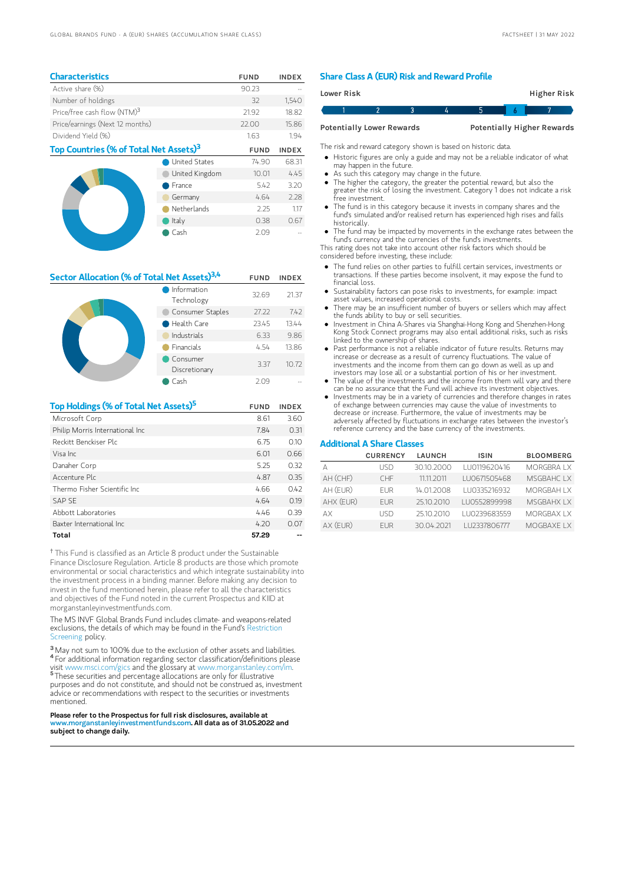## Characteristics

| | FUND | INDEX |
|---|---|---|
| Active share (%) | 90.23 | -- |
| Number of holdings | 32 | 1,540 |
| Price/free cash flow (NTM)[3] | 21.92 | 18.82 |
| Price/earnings (Next 12 months) | 22.00 | 15.86 |
| Dividend Yield (%) | 1.63 | 1.94 |

## Top Countries (% of Total Net Assets)[3]

| | FUND | INDEX |
|---|---|---|
| United States | 74.90 | 68.31 |
| United Kingdom | 10.01 | 4.45 |
| France | 5.42 | 3.20 |
| Germany | 4.64 | 2.28 |
| Netherlands | 2.25 | 1.17 |
| Italy | 0.38 | 0.67 |
| Cash | 2.09 | -- |

## Sector Allocation (% of Total Net Assets)[3,4]

| | FUND | INDEX |
|---|---|---|
| Information Technology | 32.69 | 21.37 |
| Consumer Staples | 27.22 | 7.42 |
| Health Care | 23.45 | 13.44 |
| Industrials | 6.33 | 9.86 |
| Financials | 4.54 | 13.86 |
| Consumer Discretionary | 3.37 | 10.72 |
| Cash | 2.09 | -- |

## Top Holdings (% of Total Net Assets)[5]

| | FUND | INDEX |
|---|---|---|
| Microsoft Corp | 8.61 | 3.60 |
| Philip Morris International Inc | 7.84 | 0.31 |
| Reckitt Benckiser Plc | 6.75 | 0.10 |
| Visa Inc | 6.01 | 0.66 |
| Danaher Corp | 5.25 | 0.32 |
| Accenture Plc | 4.87 | 0.35 |
| Thermo Fisher Scientific Inc | 4.66 | 0.42 |
| SAP SE | 4.64 | 0.19 |
| Abbott Laboratories | 4.46 | 0.39 |
| Baxter International Inc | 4.20 | 0.07 |
| **Total** | **57.29** | **--** |

† This Fund is classified as an Article 8 product under the Sustainable Finance Disclosure Regulation. Article 8 products are those which promote environmental or social characteristics and which integrate sustainability into the investment process in a binding manner. Before making any decision to invest in the fund mentioned herein, please refer to all the characteristics and objectives of the Fund noted in the current Prospectus and KIID at morganstanleyinvestmentfunds.com.

The MS INVF Global Brands Fund includes climate- and weapons-related exclusions, the details of which may be found in the Fund's Restriction Screening policy.

[3] May not sum to 100% due to the exclusion of other assets and liabilities.
[4] For additional information regarding sector classification/definitions please visit www.msci.com/gics and the glossary at www.morganstanley.com/im.
[5] These securities and percentage allocations are only for illustrative purposes and do not constitute, and should not be construed as, investment advice or recommendations with respect to the securities or investments mentioned.

**Please refer to the Prospectus for full risk disclosures, available at www.morganstanleyinvestmentfunds.com. All data as of 31.05.2022 and subject to change daily.**

## Share Class A (EUR) Risk and Reward Profile

Lower Risk — Higher Risk

1 2 3 4 5 **6** 7

Potentially Lower Rewards — Potentially Higher Rewards

The risk and reward category shown is based on historic data.

- Historic figures are only a guide and may not be a reliable indicator of what may happen in the future.
- As such this category may change in the future.
- The higher the category, the greater the potential reward, but also the greater the risk of losing the investment. Category 1 does not indicate a risk free investment.
- The fund is in this category because it invests in company shares and the fund's simulated and/or realised return has experienced high rises and falls historically.
- The fund may be impacted by movements in the exchange rates between the fund's currency and the currencies of the fund's investments.

This rating does not take into account other risk factors which should be considered before investing, these include:

- The fund relies on other parties to fulfill certain services, investments or transactions. If these parties become insolvent, it may expose the fund to financial loss.
- Sustainability factors can pose risks to investments, for example: impact asset values, increased operational costs.
- There may be an insufficient number of buyers or sellers which may affect the funds ability to buy or sell securities.
- Investment in China A-Shares via Shanghai-Hong Kong and Shenzhen-Hong Kong Stock Connect programs may also entail additional risks, such as risks linked to the ownership of shares.
- Past performance is not a reliable indicator of future results. Returns may increase or decrease as a result of currency fluctuations. The value of investments and the income from them can go down as well as up and investors may lose all or a substantial portion of his or her investment.
- The value of the investments and the income from them will vary and there can be no assurance that the Fund will achieve its investment objectives.
- Investments may be in a variety of currencies and therefore changes in rates of exchange between currencies may cause the value of investments to decrease or increase. Furthermore, the value of investments may be adversely affected by fluctuations in exchange rates between the investor's reference currency and the base currency of the investments.

## Additional A Share Classes

| | CURRENCY | LAUNCH | ISIN | BLOOMBERG |
|---|---|---|---|---|
| A | USD | 30.10.2000 | LU0119620416 | MORGBRA LX |
| AH (CHF) | CHF | 11.11.2011 | LU0671505468 | MSGBAHC LX |
| AH (EUR) | EUR | 14.01.2008 | LU0335216932 | MORGBAH LX |
| AHX (EUR) | EUR | 25.10.2010 | LU0552899998 | MSGBAHX LX |
| AX | USD | 25.10.2010 | LU0239683559 | MORGBAX LX |
| AX (EUR) | EUR | 30.04.2021 | LU2337806777 | MOGBAXE LX |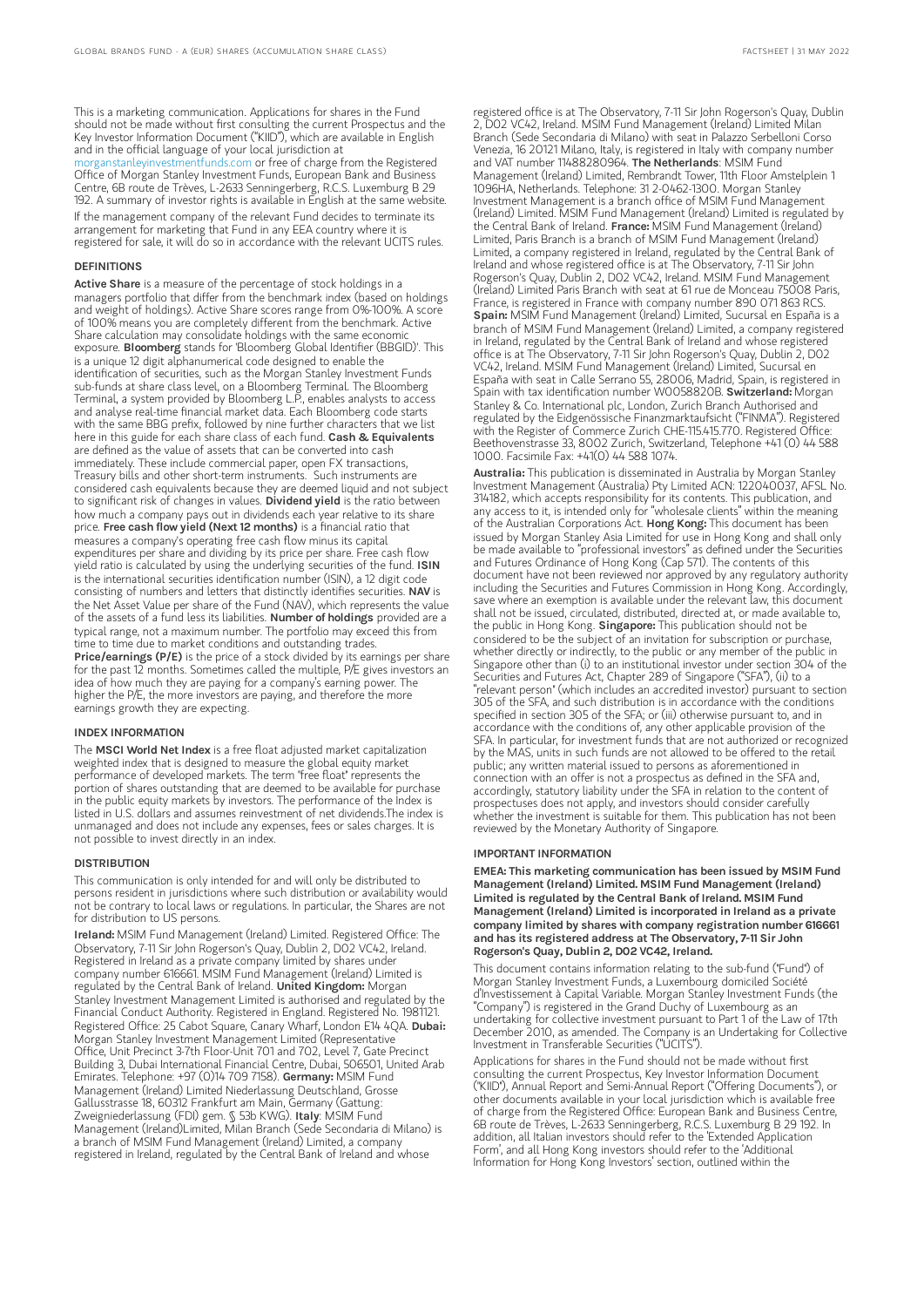This is a marketing communication. Applications for shares in the Fund should not be made without first consulting the current Prospectus and the Key Investor Information Document ("KIID"), which are available in English and in the official language of your local jurisdiction at morganstanleyinvestmentfunds.com or free of charge from the Registered Office of Morgan Stanley Investment Funds, European Bank and Business Centre, 6B route de Trèves, L-2633 Senningerberg, R.C.S. Luxemburg B 29 192. A summary of investor rights is available in English at the same website.

If the management company of the relevant Fund decides to terminate its arrangement for marketing that Fund in any EEA country where it is registered for sale, it will do so in accordance with the relevant UCITS rules.

## DEFINITIONS

**Active Share** is a measure of the percentage of stock holdings in a managers portfolio that differ from the benchmark index (based on holdings and weight of holdings). Active Share scores range from 0%-100%. A score of 100% means you are completely different from the benchmark. Active Share calculation may consolidate holdings with the same economic exposure. **Bloomberg** stands for 'Bloomberg Global Identifier (BBGID)'. This is a unique 12 digit alphanumerical code designed to enable the identification of securities, such as the Morgan Stanley Investment Funds sub-funds at share class level, on a Bloomberg Terminal. The Bloomberg Terminal, a system provided by Bloomberg L.P., enables analysts to access and analyse real-time financial market data. Each Bloomberg code starts with the same BBG prefix, followed by nine further characters that we list here in this guide for each share class of each fund. **Cash & Equivalents** are defined as the value of assets that can be converted into cash immediately. These include commercial paper, open FX transactions, Treasury bills and other short-term instruments. Such instruments are considered cash equivalents because they are deemed liquid and not subject to significant risk of changes in values. **Dividend yield** is the ratio between how much a company pays out in dividends each year relative to its share price. **Free cash flow yield (Next 12 months)** is a financial ratio that measures a company's operating free cash flow minus its capital expenditures per share and dividing by its price per share. Free cash flow yield ratio is calculated by using the underlying securities of the fund. **ISIN** is the international securities identification number (ISIN), a 12 digit code consisting of numbers and letters that distinctly identifies securities. **NAV** is the Net Asset Value per share of the Fund (NAV), which represents the value of the assets of a fund less its liabilities. **Number of holdings** provided are a typical range, not a maximum number. The portfolio may exceed this from time to time due to market conditions and outstanding trades. **Price/earnings (P/E)** is the price of a stock divided by its earnings per share for the past 12 months. Sometimes called the multiple, P/E gives investors an idea of how much they are paying for a company's earning power. The higher the P/E, the more investors are paying, and therefore the more earnings growth they are expecting.

## INDEX INFORMATION

The **MSCI World Net Index** is a free float adjusted market capitalization weighted index that is designed to measure the global equity market performance of developed markets. The term "free float" represents the portion of shares outstanding that are deemed to be available for purchase in the public equity markets by investors. The performance of the Index is listed in U.S. dollars and assumes reinvestment of net dividends.The index is unmanaged and does not include any expenses, fees or sales charges. It is not possible to invest directly in an index.

## DISTRIBUTION

This communication is only intended for and will only be distributed to persons resident in jurisdictions where such distribution or availability would not be contrary to local laws or regulations. In particular, the Shares are not for distribution to US persons.

**Ireland:** MSIM Fund Management (Ireland) Limited. Registered Office: The Observatory, 7-11 Sir John Rogerson's Quay, Dublin 2, D02 VC42, Ireland. Registered in Ireland as a private company limited by shares under company number 616661. MSIM Fund Management (Ireland) Limited is regulated by the Central Bank of Ireland. **United Kingdom:** Morgan Stanley Investment Management Limited is authorised and regulated by the Financial Conduct Authority. Registered in England. Registered No. 1981121. Registered Office: 25 Cabot Square, Canary Wharf, London E14 4QA. **Dubai:** Morgan Stanley Investment Management Limited (Representative Office, Unit Precinct 3-7th Floor-Unit 701 and 702, Level 7, Gate Precinct Building 3, Dubai International Financial Centre, Dubai, 506501, United Arab Emirates. Telephone: +97 (0)14 709 7158). **Germany:** MSIM Fund Management (Ireland) Limited Niederlassung Deutschland, Grosse Gallusstrasse 18, 60312 Frankfurt am Main, Germany (Gattung: Zweigniederlassung (FDI) gem. § 53b KWG). **Italy**: MSIM Fund Management (Ireland)Limited, Milan Branch (Sede Secondaria di Milano) is a branch of MSIM Fund Management (Ireland) Limited, a company registered in Ireland, regulated by the Central Bank of Ireland and whose registered office is at The Observatory, 7-11 Sir John Rogerson's Quay, Dublin 2, D02 VC42, Ireland. MSIM Fund Management (Ireland) Limited Milan Branch (Sede Secondaria di Milano) with seat in Palazzo Serbelloni Corso Venezia, 16 20121 Milano, Italy, is registered in Italy with company number and VAT number 11488280964. **The Netherlands**: MSIM Fund Management (Ireland) Limited, Rembrandt Tower, 11th Floor Amstelplein 1 1096HA, Netherlands. Telephone: 31 2-0462-1300. Morgan Stanley Investment Management is a branch office of MSIM Fund Management (Ireland) Limited. MSIM Fund Management (Ireland) Limited is regulated by the Central Bank of Ireland. **France:** MSIM Fund Management (Ireland) Limited, Paris Branch is a branch of MSIM Fund Management (Ireland) Limited, a company registered in Ireland, regulated by the Central Bank of Ireland and whose registered office is at The Observatory, 7-11 Sir John Rogerson's Quay, Dublin 2, D02 VC42, Ireland. MSIM Fund Management (Ireland) Limited Paris Branch with seat at 61 rue de Monceau 75008 Paris, France, is registered in France with company number 890 071 863 RCS. **Spain:** MSIM Fund Management (Ireland) Limited, Sucursal en España is a branch of MSIM Fund Management (Ireland) Limited, a company registered in Ireland, regulated by the Central Bank of Ireland and whose registered office is at The Observatory, 7-11 Sir John Rogerson's Quay, Dublin 2, D02 VC42, Ireland. MSIM Fund Management (Ireland) Limited, Sucursal en España with seat in Calle Serrano 55, 28006, Madrid, Spain, is registered in Spain with tax identification number W0058820B. **Switzerland:** Morgan Stanley & Co. International plc, London, Zurich Branch Authorised and regulated by the Eidgenössische Finanzmarktaufsicht ("FINMA"). Registered with the Register of Commerce Zurich CHE-115.415.770. Registered Office: Beethovenstrasse 33, 8002 Zurich, Switzerland, Telephone +41 (0) 44 588 1000. Facsimile Fax: +41(0) 44 588 1074.

**Australia:** This publication is disseminated in Australia by Morgan Stanley Investment Management (Australia) Pty Limited ACN: 122040037, AFSL No. 314182, which accepts responsibility for its contents. This publication, and any access to it, is intended only for "wholesale clients" within the meaning of the Australian Corporations Act. **Hong Kong:** This document has been issued by Morgan Stanley Asia Limited for use in Hong Kong and shall only be made available to "professional investors" as defined under the Securities and Futures Ordinance of Hong Kong (Cap 571). The contents of this document have not been reviewed nor approved by any regulatory authority including the Securities and Futures Commission in Hong Kong. Accordingly, save where an exemption is available under the relevant law, this document shall not be issued, circulated, distributed, directed at, or made available to, the public in Hong Kong. **Singapore:** This publication should not be considered to be the subject of an invitation for subscription or purchase, whether directly or indirectly, to the public or any member of the public in Singapore other than (i) to an institutional investor under section 304 of the Securities and Futures Act, Chapter 289 of Singapore ("SFA"), (ii) to a "relevant person" (which includes an accredited investor) pursuant to section 305 of the SFA, and such distribution is in accordance with the conditions specified in section 305 of the SFA; or (iii) otherwise pursuant to, and in accordance with the conditions of, any other applicable provision of the SFA. In particular, for investment funds that are not authorized or recognized by the MAS, units in such funds are not allowed to be offered to the retail public; any written material issued to persons as aforementioned in connection with an offer is not a prospectus as defined in the SFA and, accordingly, statutory liability under the SFA in relation to the content of prospectuses does not apply, and investors should consider carefully whether the investment is suitable for them. This publication has not been reviewed by the Monetary Authority of Singapore.

## IMPORTANT INFORMATION

**EMEA: This marketing communication has been issued by MSIM Fund Management (Ireland) Limited. MSIM Fund Management (Ireland) Limited is regulated by the Central Bank of Ireland. MSIM Fund Management (Ireland) Limited is incorporated in Ireland as a private company limited by shares with company registration number 616661 and has its registered address at The Observatory, 7-11 Sir John Rogerson's Quay, Dublin 2, D02 VC42, Ireland.**

This document contains information relating to the sub-fund ("Fund") of Morgan Stanley Investment Funds, a Luxembourg domiciled Société d'Investissement à Capital Variable. Morgan Stanley Investment Funds (the "Company") is registered in the Grand Duchy of Luxembourg as an undertaking for collective investment pursuant to Part 1 of the Law of 17th December 2010, as amended. The Company is an Undertaking for Collective Investment in Transferable Securities ("UCITS").

Applications for shares in the Fund should not be made without first consulting the current Prospectus, Key Investor Information Document ("KIID"), Annual Report and Semi-Annual Report ("Offering Documents"), or other documents available in your local jurisdiction which is available free of charge from the Registered Office: European Bank and Business Centre, 6B route de Trèves, L-2633 Senningerberg, R.C.S. Luxemburg B 29 192. In addition, all Italian investors should refer to the 'Extended Application Form', and all Hong Kong investors should refer to the 'Additional Information for Hong Kong Investors' section, outlined within the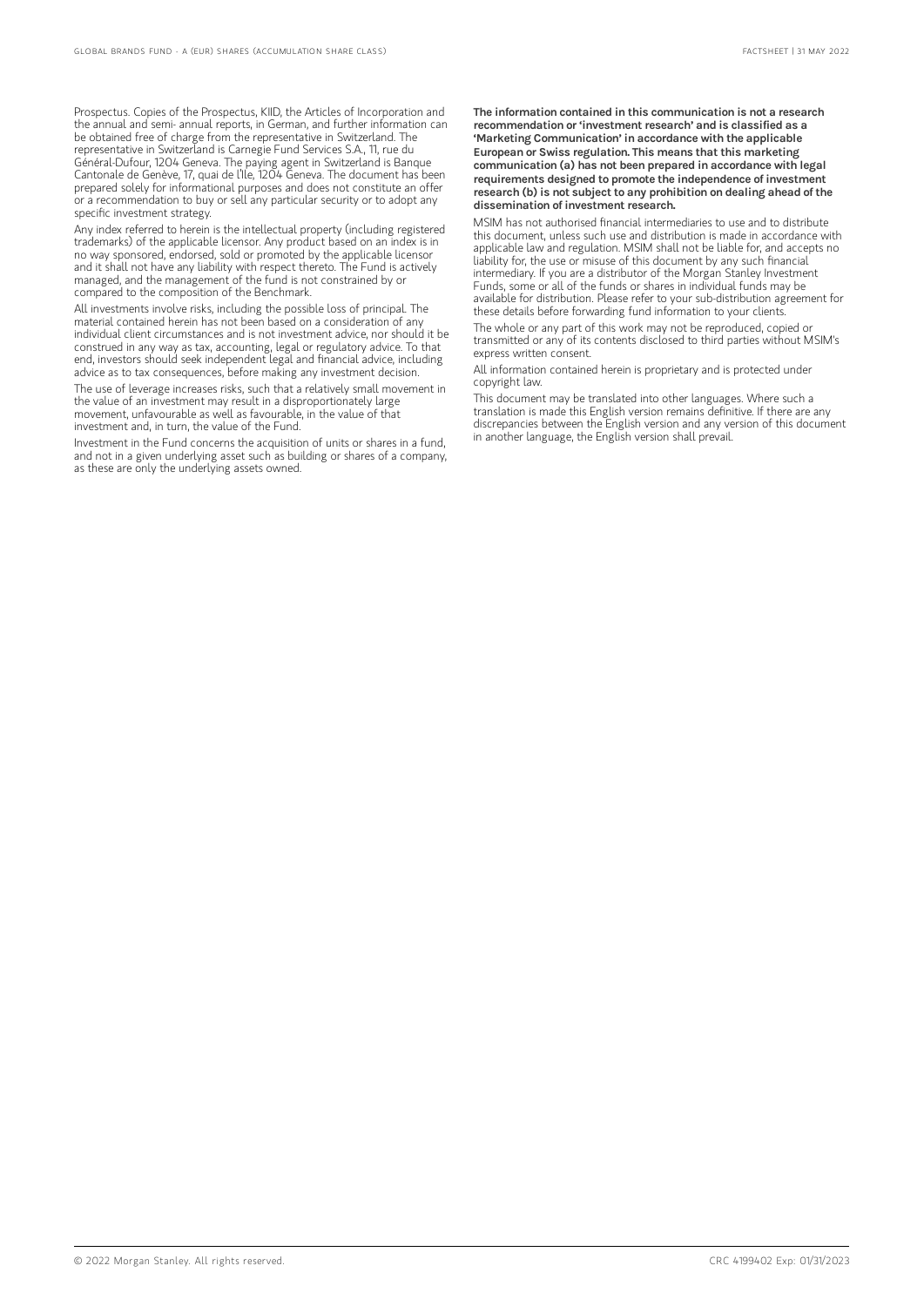Prospectus. Copies of the Prospectus, KIID, the Articles of Incorporation and the annual and semi- annual reports, in German, and further information can be obtained free of charge from the representative in Switzerland. The representative in Switzerland is Carnegie Fund Services S.A., 11, rue du Général-Dufour, 1204 Geneva. The paying agent in Switzerland is Banque Cantonale de Genève, 17, quai de l'Île, 1204 Geneva. The document has been prepared solely for informational purposes and does not constitute an offer or a recommendation to buy or sell any particular security or to adopt any specific investment strategy.

Any index referred to herein is the intellectual property (including registered trademarks) of the applicable licensor. Any product based on an index is in no way sponsored, endorsed, sold or promoted by the applicable licensor and it shall not have any liability with respect thereto. The Fund is actively managed, and the management of the fund is not constrained by or compared to the composition of the Benchmark.

All investments involve risks, including the possible loss of principal. The material contained herein has not been based on a consideration of any individual client circumstances and is not investment advice, nor should it be construed in any way as tax, accounting, legal or regulatory advice. To that end, investors should seek independent legal and financial advice, including advice as to tax consequences, before making any investment decision.

The use of leverage increases risks, such that a relatively small movement in the value of an investment may result in a disproportionately large movement, unfavourable as well as favourable, in the value of that investment and, in turn, the value of the Fund.

Investment in the Fund concerns the acquisition of units or shares in a fund, and not in a given underlying asset such as building or shares of a company, as these are only the underlying assets owned.

**The information contained in this communication is not a research recommendation or 'investment research' and is classified as a 'Marketing Communication' in accordance with the applicable European or Swiss regulation. This means that this marketing communication (a) has not been prepared in accordance with legal requirements designed to promote the independence of investment research (b) is not subject to any prohibition on dealing ahead of the dissemination of investment research.**

MSIM has not authorised financial intermediaries to use and to distribute this document, unless such use and distribution is made in accordance with applicable law and regulation. MSIM shall not be liable for, and accepts no liability for, the use or misuse of this document by any such financial intermediary. If you are a distributor of the Morgan Stanley Investment Funds, some or all of the funds or shares in individual funds may be available for distribution. Please refer to your sub-distribution agreement for these details before forwarding fund information to your clients.

The whole or any part of this work may not be reproduced, copied or transmitted or any of its contents disclosed to third parties without MSIM's express written consent.

All information contained herein is proprietary and is protected under copyright law.

This document may be translated into other languages. Where such a translation is made this English version remains definitive. If there are any discrepancies between the English version and any version of this document in another language, the English version shall prevail.

© 2022 Morgan Stanley. All rights reserved.

CRC 4199402 Exp: 01/31/2023